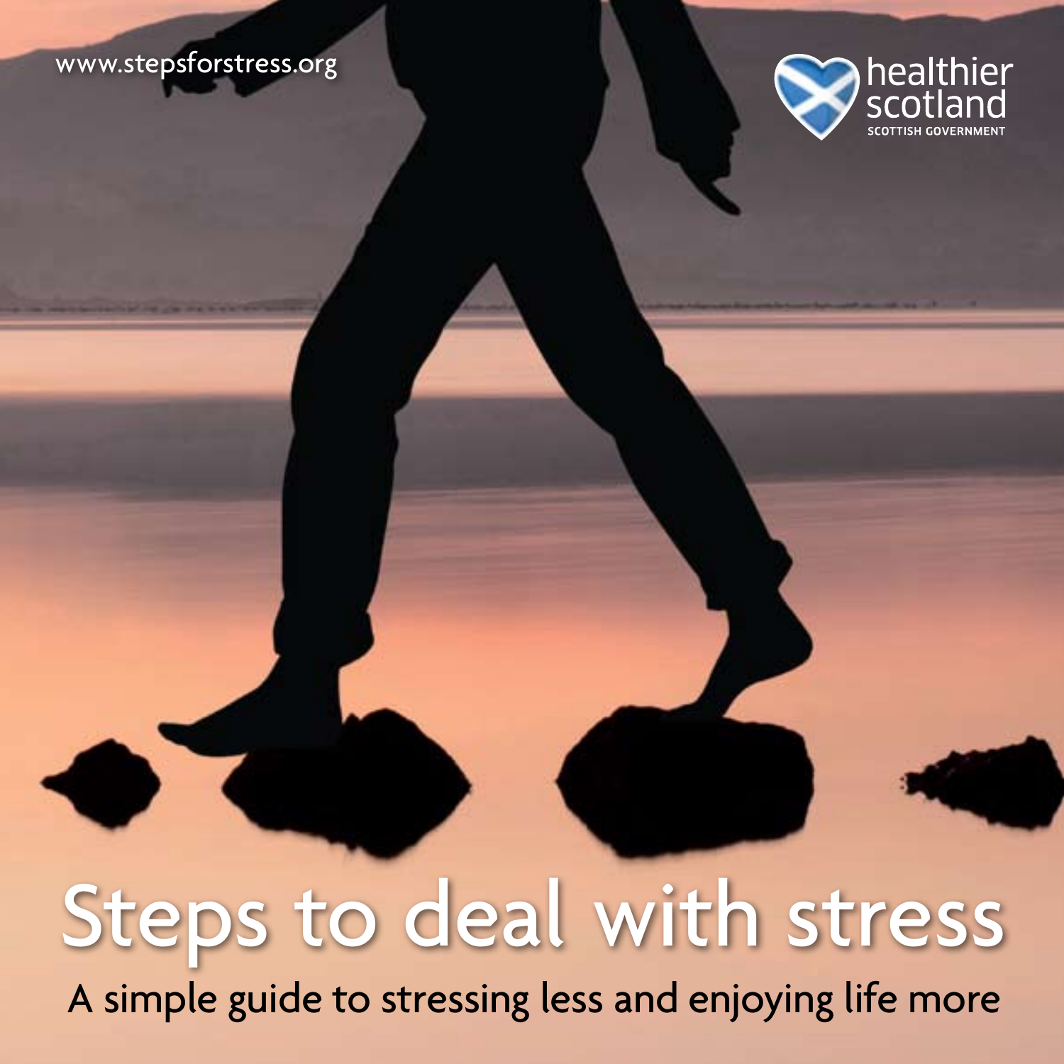www.stepsforstress.org

healthier scotland
SCOTTISH GOVERNMENT

# Steps to deal with stress

A simple guide to stressing less and enjoying life more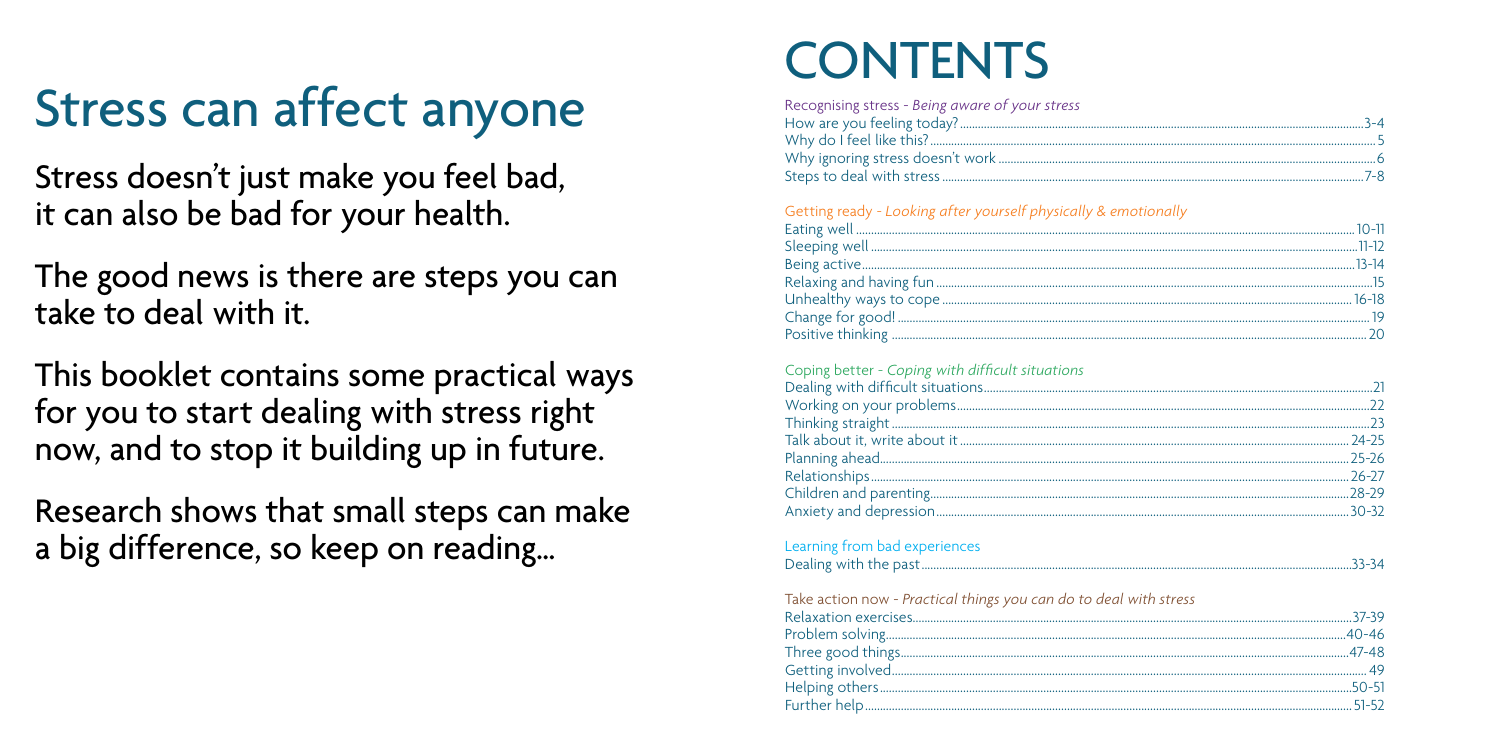# Stress can affect anyone

Stress doesn't just make you feel bad, it can also be bad for your health.

The good news is there are steps you can take to deal with it.

This booklet contains some practical ways for you to start dealing with stress right now, and to stop it building up in future.

Research shows that small steps can make a big difference, so keep on reading...

# CONTENTS

**Recognising stress** - *Being aware of your stress*

| | |
|---|---|
| How are you feeling today? | 3-4 |
| Why do I feel like this? | 5 |
| Why ignoring stress doesn't work | 6 |
| Steps to deal with stress | 7-8 |

**Getting ready** - *Looking after yourself physically & emotionally*

| | |
|---|---|
| Eating well | 10-11 |
| Sleeping well | 11-12 |
| Being active | 13-14 |
| Relaxing and having fun | 15 |
| Unhealthy ways to cope | 16-18 |
| Change for good! | 19 |
| Positive thinking | 20 |

**Coping better** - *Coping with difficult situations*

| | |
|---|---|
| Dealing with difficult situations | 21 |
| Working on your problems | 22 |
| Thinking straight | 23 |
| Talk about it, write about it | 24-25 |
| Planning ahead | 25-26 |
| Relationships | 26-27 |
| Children and parenting | 28-29 |
| Anxiety and depression | 30-32 |

**Learning from bad experiences**

| | |
|---|---|
| Dealing with the past | 33-34 |

**Take action now** - *Practical things you can do to deal with stress*

| | |
|---|---|
| Relaxation exercises | 37-39 |
| Problem solving | 40-46 |
| Three good things | 47-48 |
| Getting involved | 49 |
| Helping others | 50-51 |
| Further help | 51-52 |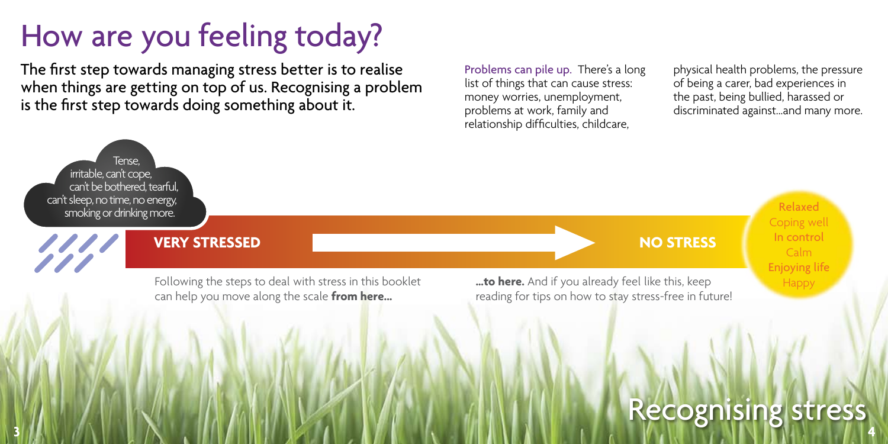# How are you feeling today?

The first step towards managing stress better is to realise when things are getting on top of us. Recognising a problem is the first step towards doing something about it.

Problems can pile up. There's a long list of things that can cause stress: money worries, unemployment, problems at work, family and relationship difficulties, childcare, physical health problems, the pressure of being a carer, bad experiences in the past, being bullied, harassed or discriminated against...and many more.

Tense, irritable, can't cope, can't be bothered, tearful, can't sleep, no time, no energy, smoking or drinking more.

**VERY STRESSED** → **NO STRESS**

Relaxed
Coping well
In control
Calm
Enjoying life
Happy

Following the steps to deal with stress in this booklet can help you move along the scale **from here...**

**...to here.** And if you already feel like this, keep reading for tips on how to stay stress-free in future!

## Recognising stress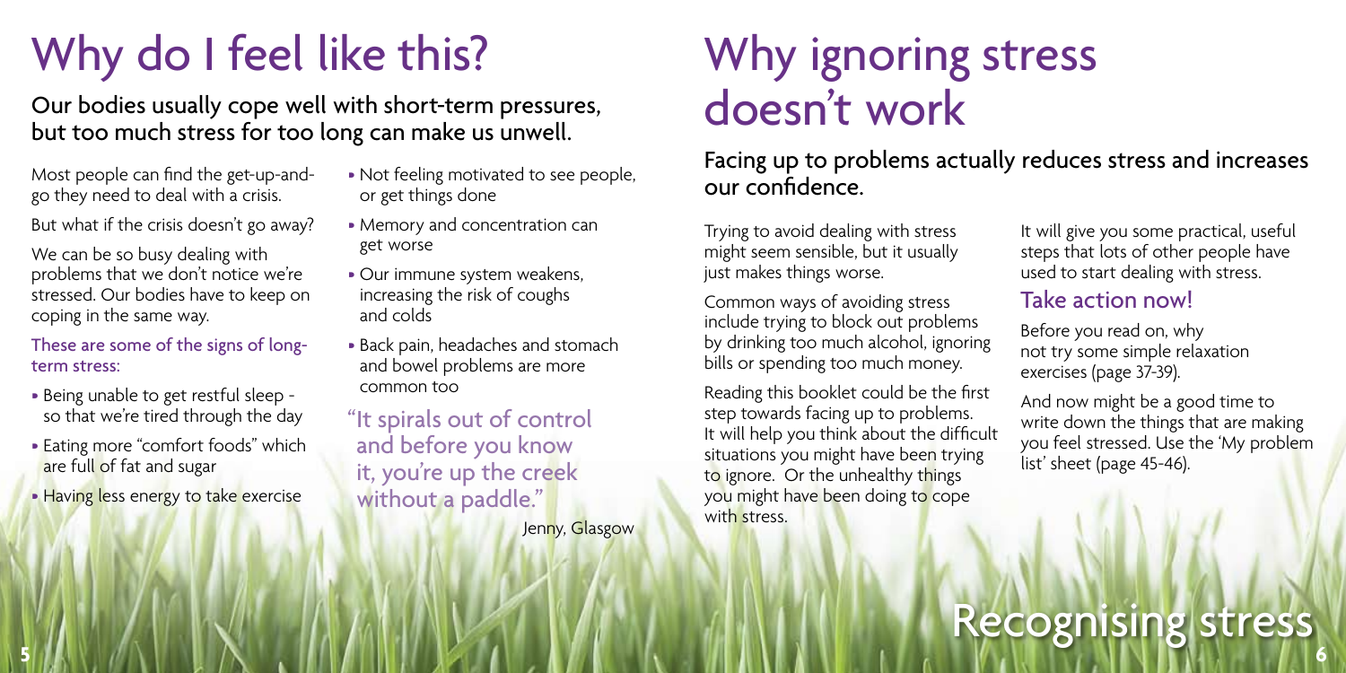# Why do I feel like this?

## Our bodies usually cope well with short-term pressures, but too much stress for too long can make us unwell.

Most people can find the get-up-and-go they need to deal with a crisis.

But what if the crisis doesn't go away?

We can be so busy dealing with problems that we don't notice we're stressed. Our bodies have to keep on coping in the same way.

**These are some of the signs of long-term stress:**

- Being unable to get restful sleep - so that we're tired through the day
- Eating more "comfort foods" which are full of fat and sugar
- Having less energy to take exercise
- Not feeling motivated to see people, or get things done
- Memory and concentration can get worse
- Our immune system weakens, increasing the risk of coughs and colds
- Back pain, headaches and stomach and bowel problems are more common too

"It spirals out of control and before you know it, you're up the creek without a paddle."

Jenny, Glasgow

# Why ignoring stress doesn't work

## Facing up to problems actually reduces stress and increases our confidence.

Trying to avoid dealing with stress might seem sensible, but it usually just makes things worse.

Common ways of avoiding stress include trying to block out problems by drinking too much alcohol, ignoring bills or spending too much money.

Reading this booklet could be the first step towards facing up to problems. It will help you think about the difficult situations you might have been trying to ignore. Or the unhealthy things you might have been doing to cope with stress.

It will give you some practical, useful steps that lots of other people have used to start dealing with stress.

### Take action now!

Before you read on, why not try some simple relaxation exercises (page 37-39).

And now might be a good time to write down the things that are making you feel stressed. Use the 'My problem list' sheet (page 45-46).

Recognising stress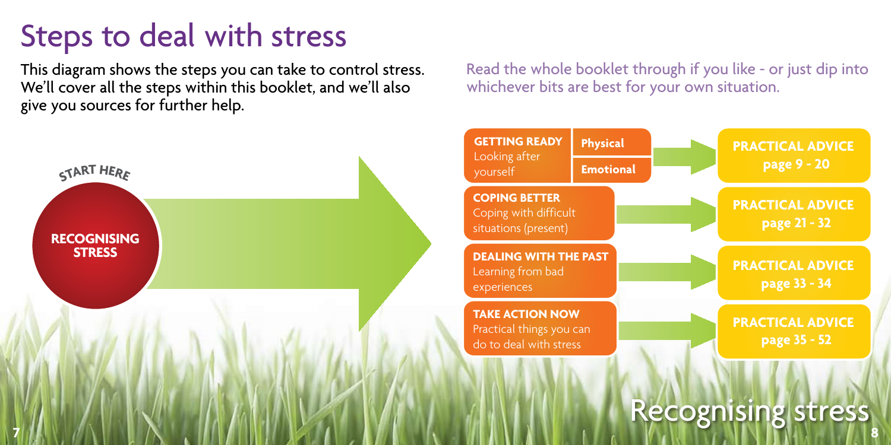# Steps to deal with stress

This diagram shows the steps you can take to control stress. We'll cover all the steps within this booklet, and we'll also give you sources for further help.

Read the whole booklet through if you like - or just dip into whichever bits are best for your own situation.

START HERE

**RECOGNISING STRESS**

**GETTING READY**
Looking after yourself
- **Physical**
- **Emotional**

→ **PRACTICAL ADVICE page 9 - 20**

**COPING BETTER**
Coping with difficult situations (present)

→ **PRACTICAL ADVICE page 21 - 32**

**DEALING WITH THE PAST**
Learning from bad experiences

→ **PRACTICAL ADVICE page 33 - 34**

**TAKE ACTION NOW**
Practical things you can do to deal with stress

→ **PRACTICAL ADVICE page 35 - 52**

# Recognising stress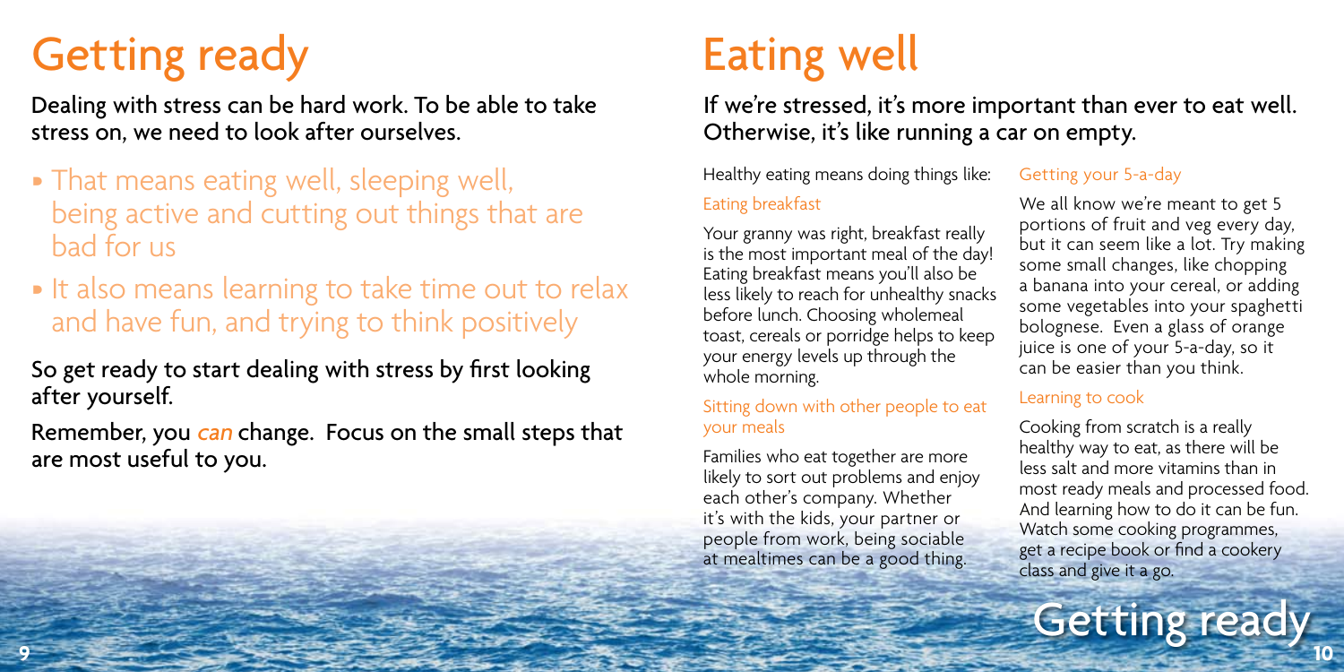# Getting ready

Dealing with stress can be hard work. To be able to take stress on, we need to look after ourselves.

- That means eating well, sleeping well, being active and cutting out things that are bad for us
- It also means learning to take time out to relax and have fun, and trying to think positively

So get ready to start dealing with stress by first looking after yourself.

Remember, you *can* change. Focus on the small steps that are most useful to you.

# Eating well

If we're stressed, it's more important than ever to eat well. Otherwise, it's like running a car on empty.

Healthy eating means doing things like:

### Eating breakfast

Your granny was right, breakfast really is the most important meal of the day! Eating breakfast means you'll also be less likely to reach for unhealthy snacks before lunch. Choosing wholemeal toast, cereals or porridge helps to keep your energy levels up through the whole morning.

### Sitting down with other people to eat your meals

Families who eat together are more likely to sort out problems and enjoy each other's company. Whether it's with the kids, your partner or people from work, being sociable at mealtimes can be a good thing.

### Getting your 5-a-day

We all know we're meant to get 5 portions of fruit and veg every day, but it can seem like a lot. Try making some small changes, like chopping a banana into your cereal, or adding some vegetables into your spaghetti bolognese. Even a glass of orange juice is one of your 5-a-day, so it can be easier than you think.

### Learning to cook

Cooking from scratch is a really healthy way to eat, as there will be less salt and more vitamins than in most ready meals and processed food. And learning how to do it can be fun. Watch some cooking programmes, get a recipe book or find a cookery class and give it a go.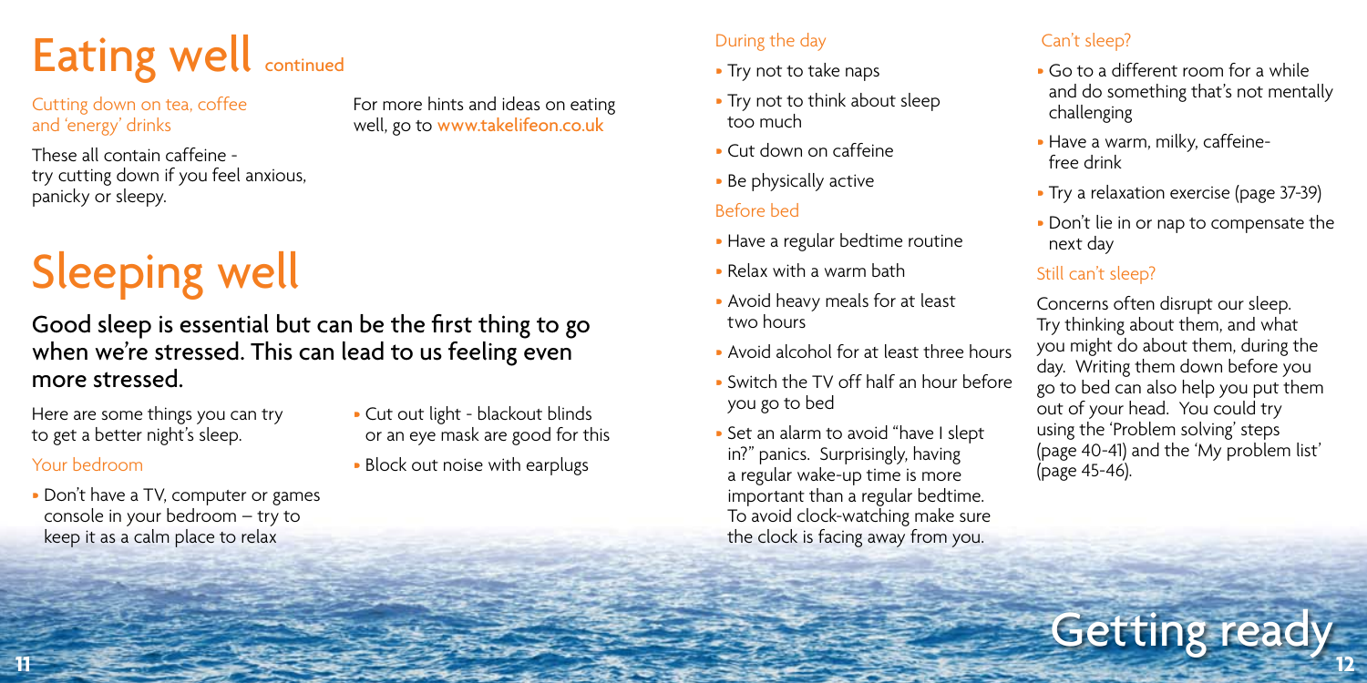# Eating well continued

### Cutting down on tea, coffee and 'energy' drinks

These all contain caffeine - try cutting down if you feel anxious, panicky or sleepy.

For more hints and ideas on eating well, go to www.takelifeon.co.uk

# Sleeping well

## Good sleep is essential but can be the first thing to go when we're stressed. This can lead to us feeling even more stressed.

Here are some things you can try to get a better night's sleep.

### Your bedroom

- Don't have a TV, computer or games console in your bedroom – try to keep it as a calm place to relax
- Cut out light - blackout blinds or an eye mask are good for this
- Block out noise with earplugs

### During the day

- Try not to take naps
- Try not to think about sleep too much
- Cut down on caffeine
- Be physically active

### Before bed

- Have a regular bedtime routine
- Relax with a warm bath
- Avoid heavy meals for at least two hours
- Avoid alcohol for at least three hours
- Switch the TV off half an hour before you go to bed
- Set an alarm to avoid "have I slept in?" panics. Surprisingly, having a regular wake-up time is more important than a regular bedtime. To avoid clock-watching make sure the clock is facing away from you.

### Can't sleep?

- Go to a different room for a while and do something that's not mentally challenging
- Have a warm, milky, caffeine-free drink
- Try a relaxation exercise (page 37-39)
- Don't lie in or nap to compensate the next day

### Still can't sleep?

Concerns often disrupt our sleep. Try thinking about them, and what you might do about them, during the day. Writing them down before you go to bed can also help you put them out of your head. You could try using the 'Problem solving' steps (page 40-41) and the 'My problem list' (page 45-46).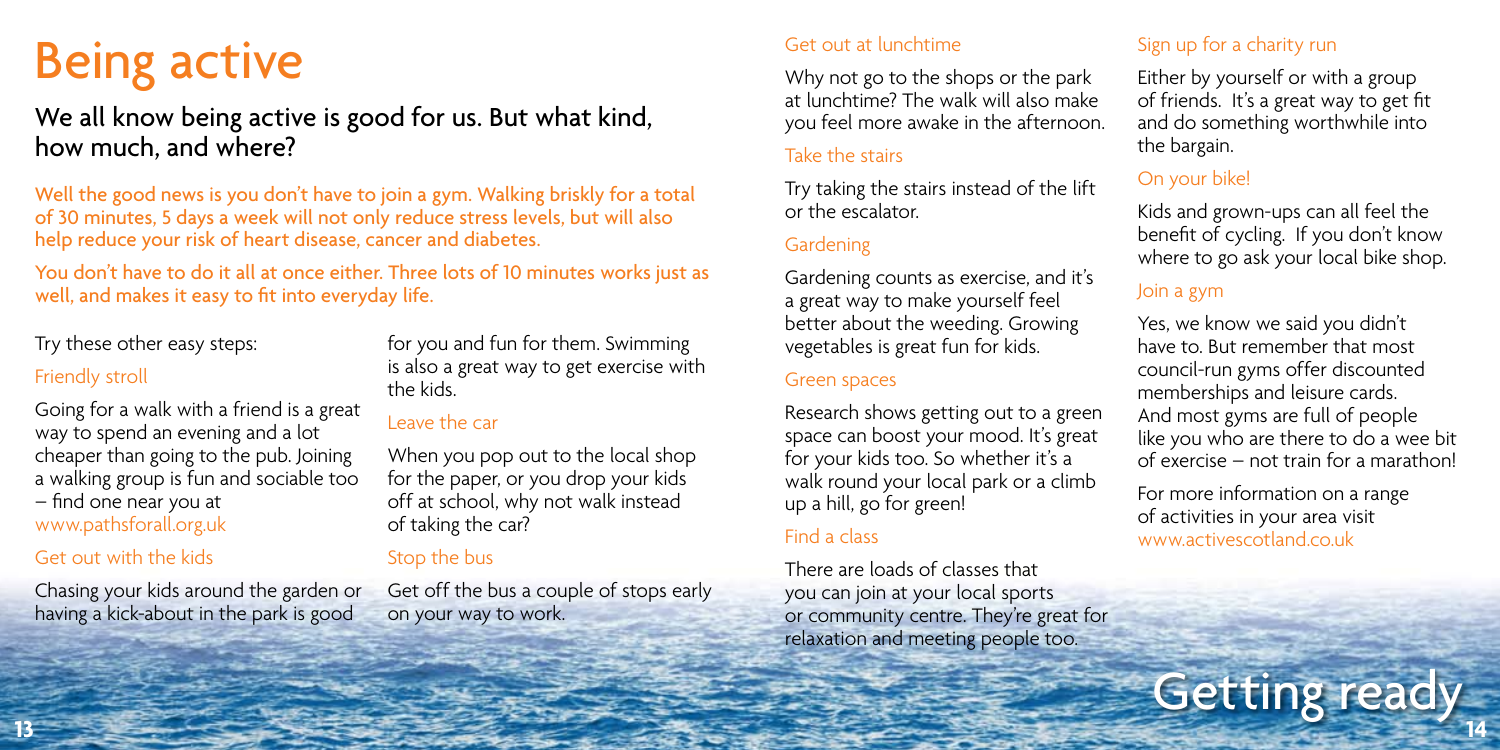# Being active

## We all know being active is good for us. But what kind, how much, and where?

Well the good news is you don't have to join a gym. Walking briskly for a total of 30 minutes, 5 days a week will not only reduce stress levels, but will also help reduce your risk of heart disease, cancer and diabetes.

You don't have to do it all at once either. Three lots of 10 minutes works just as well, and makes it easy to fit into everyday life.

Try these other easy steps:

### Friendly stroll

Going for a walk with a friend is a great way to spend an evening and a lot cheaper than going to the pub. Joining a walking group is fun and sociable too – find one near you at www.pathsforall.org.uk

### Get out with the kids

Chasing your kids around the garden or having a kick-about in the park is good for you and fun for them. Swimming is also a great way to get exercise with the kids.

### Leave the car

When you pop out to the local shop for the paper, or you drop your kids off at school, why not walk instead of taking the car?

### Stop the bus

Get off the bus a couple of stops early on your way to work.

### Get out at lunchtime

Why not go to the shops or the park at lunchtime? The walk will also make you feel more awake in the afternoon.

### Take the stairs

Try taking the stairs instead of the lift or the escalator.

### Gardening

Gardening counts as exercise, and it's a great way to make yourself feel better about the weeding. Growing vegetables is great fun for kids.

### Green spaces

Research shows getting out to a green space can boost your mood. It's great for your kids too. So whether it's a walk round your local park or a climb up a hill, go for green!

### Find a class

There are loads of classes that you can join at your local sports or community centre. They're great for relaxation and meeting people too.

### Sign up for a charity run

Either by yourself or with a group of friends. It's a great way to get fit and do something worthwhile into the bargain.

### On your bike!

Kids and grown-ups can all feel the benefit of cycling. If you don't know where to go ask your local bike shop.

### Join a gym

Yes, we know we said you didn't have to. But remember that most council-run gyms offer discounted memberships and leisure cards. And most gyms are full of people like you who are there to do a wee bit of exercise – not train for a marathon!

For more information on a range of activities in your area visit www.activescotland.co.uk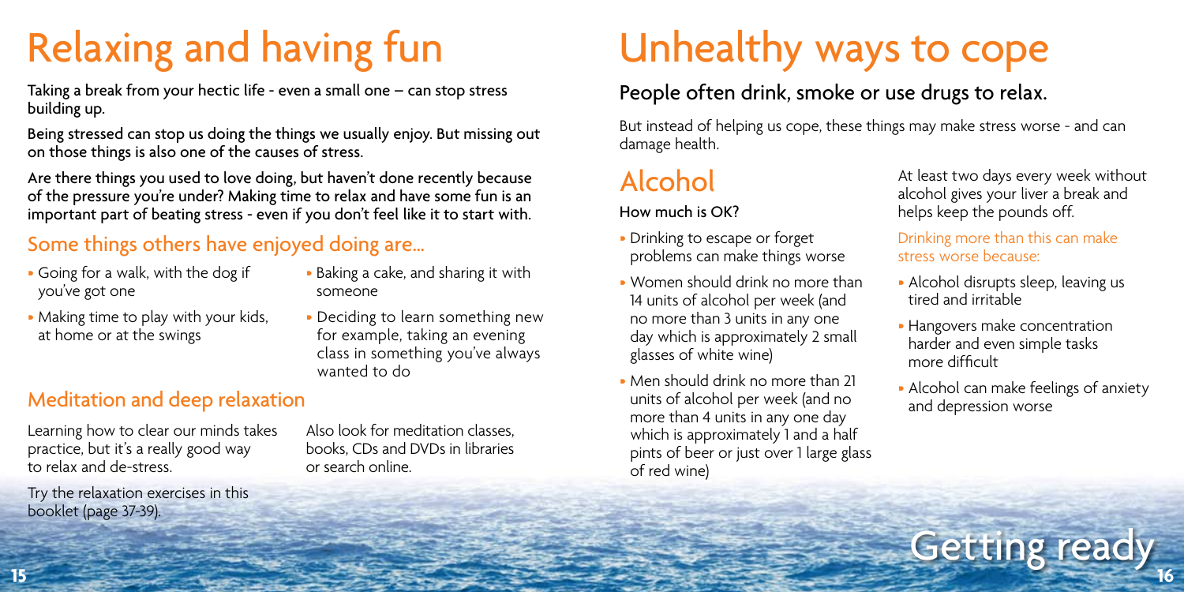# Relaxing and having fun

Taking a break from your hectic life - even a small one – can stop stress building up.

Being stressed can stop us doing the things we usually enjoy. But missing out on those things is also one of the causes of stress.

Are there things you used to love doing, but haven't done recently because of the pressure you're under? Making time to relax and have some fun is an important part of beating stress - even if you don't feel like it to start with.

## Some things others have enjoyed doing are...

- Going for a walk, with the dog if you've got one
- Making time to play with your kids, at home or at the swings
- Baking a cake, and sharing it with someone
- Deciding to learn something new for example, taking an evening class in something you've always wanted to do

## Meditation and deep relaxation

Learning how to clear our minds takes practice, but it's a really good way to relax and de-stress.

Try the relaxation exercises in this booklet (page 37-39).

Also look for meditation classes, books, CDs and DVDs in libraries or search online.

# Unhealthy ways to cope

## People often drink, smoke or use drugs to relax.

But instead of helping us cope, these things may make stress worse - and can damage health.

## Alcohol

### How much is OK?

- Drinking to escape or forget problems can make things worse
- Women should drink no more than 14 units of alcohol per week (and no more than 3 units in any one day which is approximately 2 small glasses of white wine)
- Men should drink no more than 21 units of alcohol per week (and no more than 4 units in any one day which is approximately 1 and a half pints of beer or just over 1 large glass of red wine)

At least two days every week without alcohol gives your liver a break and helps keep the pounds off.

Drinking more than this can make stress worse because:

- Alcohol disrupts sleep, leaving us tired and irritable
- Hangovers make concentration harder and even simple tasks more difficult
- Alcohol can make feelings of anxiety and depression worse

Getting ready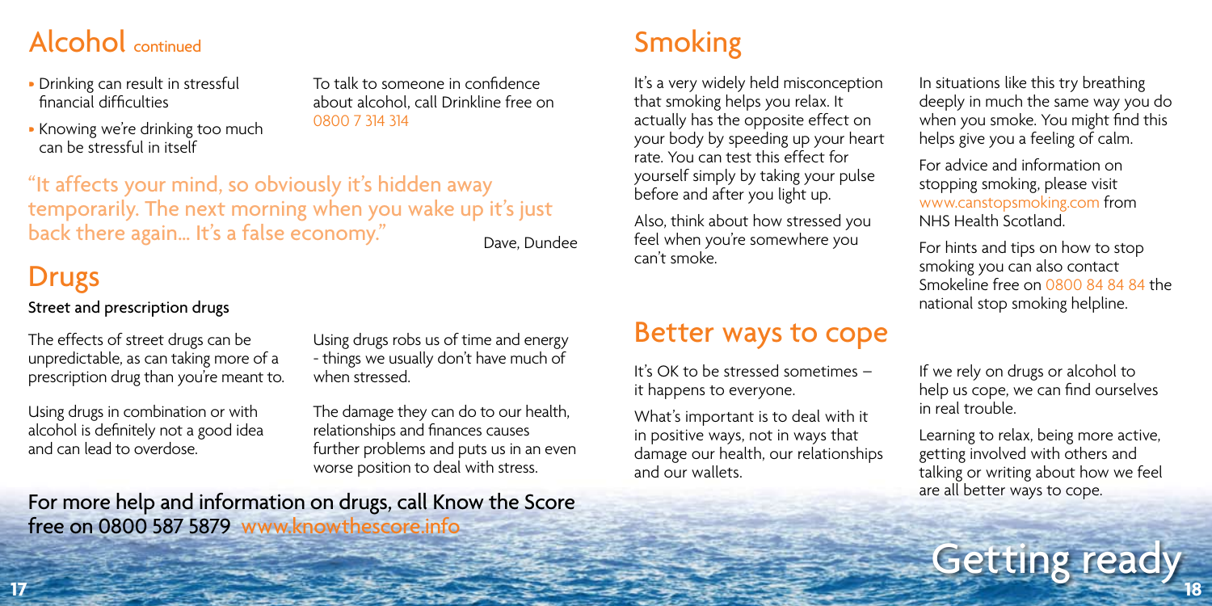## Alcohol continued

- Drinking can result in stressful financial difficulties
- Knowing we're drinking too much can be stressful in itself

To talk to someone in confidence about alcohol, call Drinkline free on 0800 7 314 314

"It affects your mind, so obviously it's hidden away temporarily. The next morning when you wake up it's just back there again... It's a false economy."

Dave, Dundee

## Drugs

### Street and prescription drugs

The effects of street drugs can be unpredictable, as can taking more of a prescription drug than you're meant to.

Using drugs in combination or with alcohol is definitely not a good idea and can lead to overdose.

Using drugs robs us of time and energy - things we usually don't have much of when stressed.

The damage they can do to our health, relationships and finances causes further problems and puts us in an even worse position to deal with stress.

For more help and information on drugs, call Know the Score free on 0800 587 5879 www.knowthescore.info

## Smoking

It's a very widely held misconception that smoking helps you relax. It actually has the opposite effect on your body by speeding up your heart rate. You can test this effect for yourself simply by taking your pulse before and after you light up.

Also, think about how stressed you feel when you're somewhere you can't smoke.

In situations like this try breathing deeply in much the same way you do when you smoke. You might find this helps give you a feeling of calm.

For advice and information on stopping smoking, please visit www.canstopsmoking.com from NHS Health Scotland.

For hints and tips on how to stop smoking you can also contact Smokeline free on 0800 84 84 84 the national stop smoking helpline.

## Better ways to cope

It's OK to be stressed sometimes – it happens to everyone.

What's important is to deal with it in positive ways, not in ways that damage our health, our relationships and our wallets.

If we rely on drugs or alcohol to help us cope, we can find ourselves in real trouble.

Learning to relax, being more active, getting involved with others and talking or writing about how we feel are all better ways to cope.

Getting ready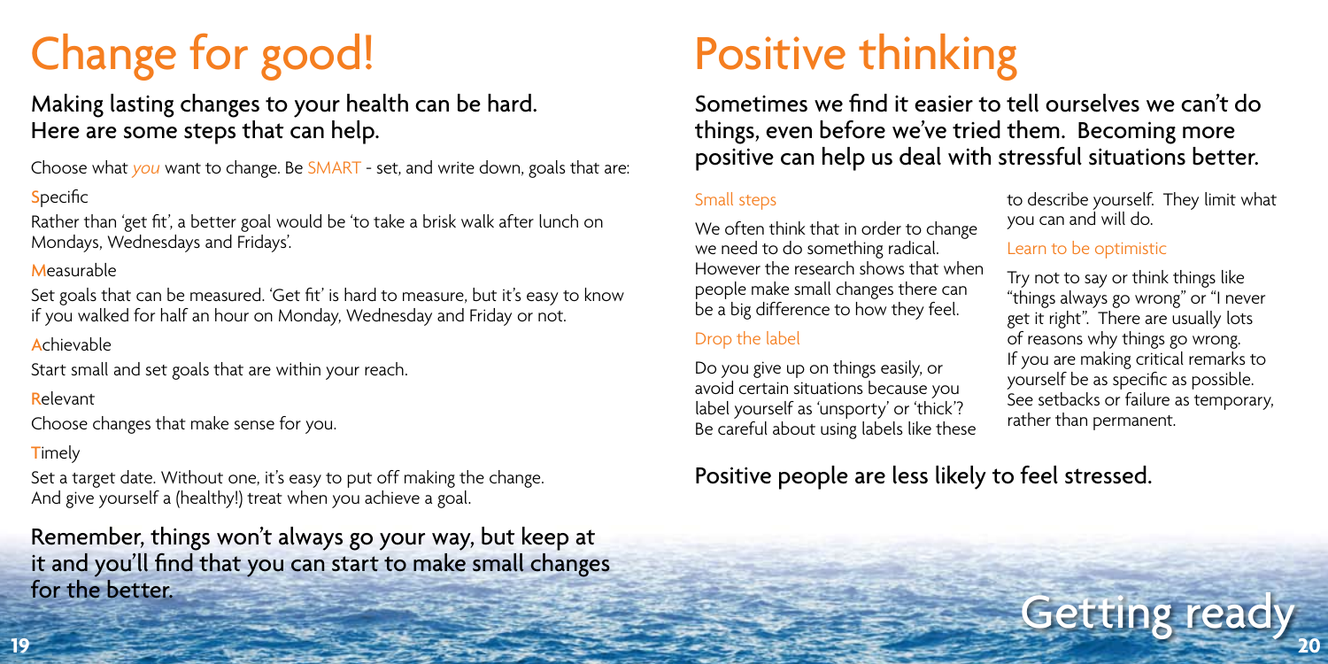# Change for good!

## Making lasting changes to your health can be hard. Here are some steps that can help.

Choose what *you* want to change. Be SMART - set, and write down, goals that are:

**S**pecific

Rather than 'get fit', a better goal would be 'to take a brisk walk after lunch on Mondays, Wednesdays and Fridays'.

**M**easurable

Set goals that can be measured. 'Get fit' is hard to measure, but it's easy to know if you walked for half an hour on Monday, Wednesday and Friday or not.

**A**chievable

Start small and set goals that are within your reach.

**R**elevant

Choose changes that make sense for you.

**T**imely

Set a target date. Without one, it's easy to put off making the change. And give yourself a (healthy!) treat when you achieve a goal.

Remember, things won't always go your way, but keep at it and you'll find that you can start to make small changes for the better.

# Positive thinking

## Sometimes we find it easier to tell ourselves we can't do things, even before we've tried them. Becoming more positive can help us deal with stressful situations better.

### Small steps

We often think that in order to change we need to do something radical. However the research shows that when people make small changes there can be a big difference to how they feel.

### Drop the label

Do you give up on things easily, or avoid certain situations because you label yourself as 'unsporty' or 'thick'? Be careful about using labels like these to describe yourself. They limit what you can and will do.

### Learn to be optimistic

Try not to say or think things like "things always go wrong" or "I never get it right". There are usually lots of reasons why things go wrong. If you are making critical remarks to yourself be as specific as possible. See setbacks or failure as temporary, rather than permanent.

Positive people are less likely to feel stressed.

Getting ready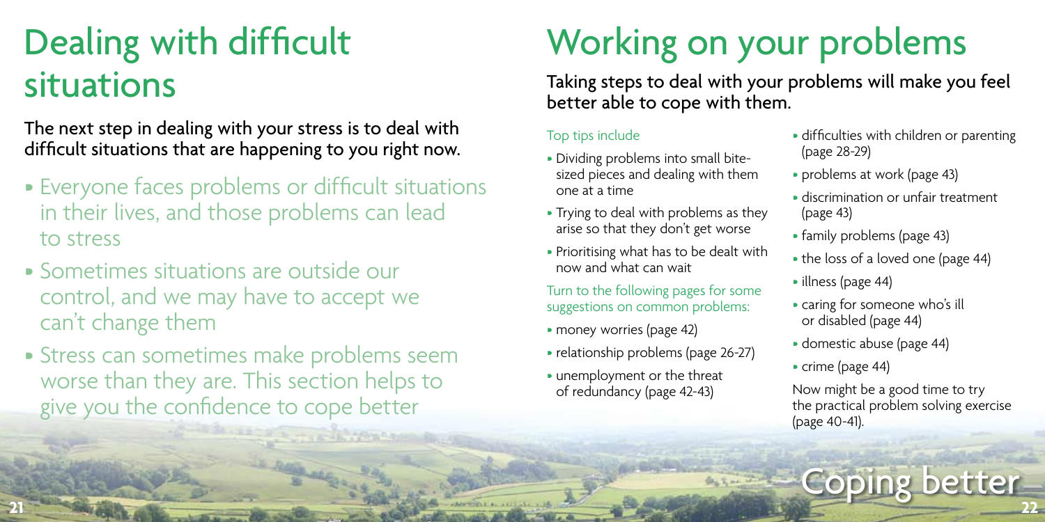# Dealing with difficult situations

**The next step in dealing with your stress is to deal with difficult situations that are happening to you right now.**

- Everyone faces problems or difficult situations in their lives, and those problems can lead to stress
- Sometimes situations are outside our control, and we may have to accept we can't change them
- Stress can sometimes make problems seem worse than they are. This section helps to give you the confidence to cope better

# Working on your problems

**Taking steps to deal with your problems will make you feel better able to cope with them.**

Top tips include

- Dividing problems into small bite-sized pieces and dealing with them one at a time
- Trying to deal with problems as they arise so that they don't get worse
- Prioritising what has to be dealt with now and what can wait

Turn to the following pages for some suggestions on common problems:

- money worries (page 42)
- relationship problems (page 26-27)
- unemployment or the threat of redundancy (page 42-43)
- difficulties with children or parenting (page 28-29)
- problems at work (page 43)
- discrimination or unfair treatment (page 43)
- family problems (page 43)
- the loss of a loved one (page 44)
- illness (page 44)
- caring for someone who's ill or disabled (page 44)
- domestic abuse (page 44)
- crime (page 44)

Now might be a good time to try the practical problem solving exercise (page 40-41).

Coping better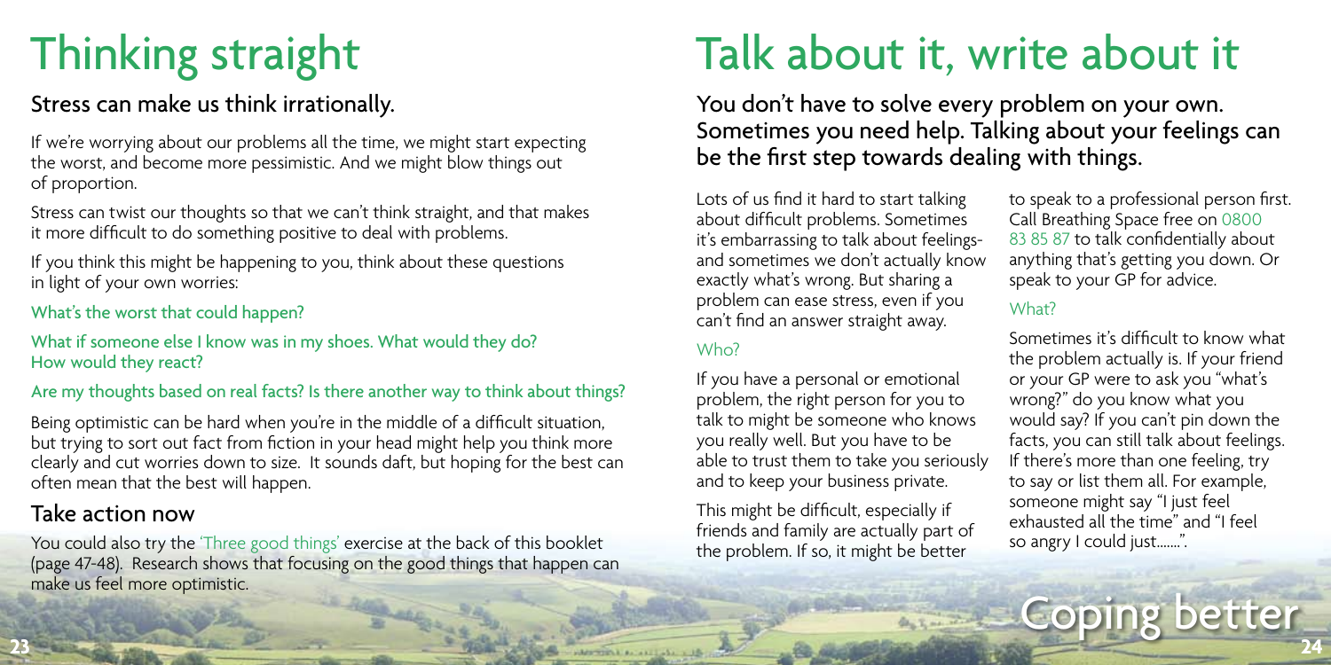# Thinking straight

## Stress can make us think irrationally.

If we're worrying about our problems all the time, we might start expecting the worst, and become more pessimistic. And we might blow things out of proportion.

Stress can twist our thoughts so that we can't think straight, and that makes it more difficult to do something positive to deal with problems.

If you think this might be happening to you, think about these questions in light of your own worries:

### What's the worst that could happen?

### What if someone else I know was in my shoes. What would they do? How would they react?

### Are my thoughts based on real facts? Is there another way to think about things?

Being optimistic can be hard when you're in the middle of a difficult situation, but trying to sort out fact from fiction in your head might help you think more clearly and cut worries down to size. It sounds daft, but hoping for the best can often mean that the best will happen.

## Take action now

You could also try the 'Three good things' exercise at the back of this booklet (page 47-48). Research shows that focusing on the good things that happen can make us feel more optimistic.

# Talk about it, write about it

## You don't have to solve every problem on your own. Sometimes you need help. Talking about your feelings can be the first step towards dealing with things.

Lots of us find it hard to start talking about difficult problems. Sometimes it's embarrassing to talk about feelings- and sometimes we don't actually know exactly what's wrong. But sharing a problem can ease stress, even if you can't find an answer straight away.

### Who?

If you have a personal or emotional problem, the right person for you to talk to might be someone who knows you really well. But you have to be able to trust them to take you seriously and to keep your business private.

This might be difficult, especially if friends and family are actually part of the problem. If so, it might be better to speak to a professional person first. Call Breathing Space free on 0800 83 85 87 to talk confidentially about anything that's getting you down. Or speak to your GP for advice.

### What?

Sometimes it's difficult to know what the problem actually is. If your friend or your GP were to ask you "what's wrong?" do you know what you would say? If you can't pin down the facts, you can still talk about feelings. If there's more than one feeling, try to say or list them all. For example, someone might say "I just feel exhausted all the time" and "I feel so angry I could just.......".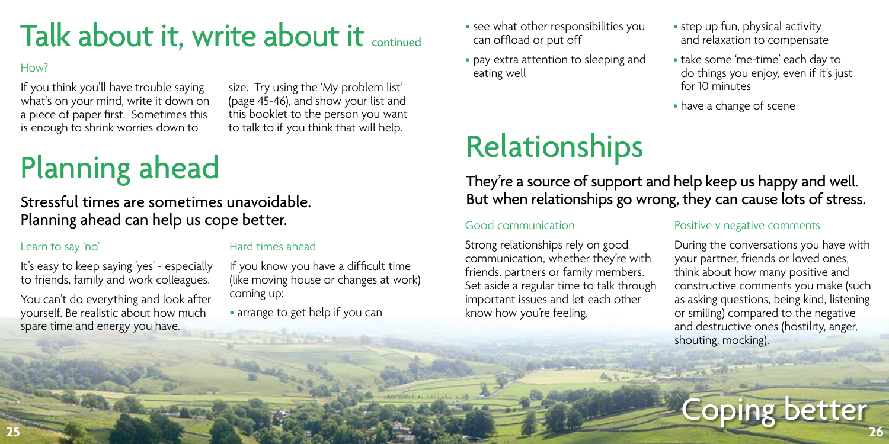# Talk about it, write about it continued

### How?

If you think you'll have trouble saying what's on your mind, write it down on a piece of paper first. Sometimes this is enough to shrink worries down to size. Try using the 'My problem list' (page 45-46), and show your list and this booklet to the person you want to talk to if you think that will help.

# Planning ahead

## Stressful times are sometimes unavoidable. Planning ahead can help us cope better.

### Learn to say 'no'

It's easy to keep saying 'yes' - especially to friends, family and work colleagues.

You can't do everything and look after yourself. Be realistic about how much spare time and energy you have.

### Hard times ahead

If you know you have a difficult time (like moving house or changes at work) coming up:

- arrange to get help if you can
- see what other responsibilities you can offload or put off
- pay extra attention to sleeping and eating well
- step up fun, physical activity and relaxation to compensate
- take some 'me-time' each day to do things you enjoy, even if it's just for 10 minutes
- have a change of scene

# Relationships

## They're a source of support and help keep us happy and well. But when relationships go wrong, they can cause lots of stress.

### Good communication

Strong relationships rely on good communication, whether they're with friends, partners or family members. Set aside a regular time to talk through important issues and let each other know how you're feeling.

### Positive v negative comments

During the conversations you have with your partner, friends or loved ones, think about how many positive and constructive comments you make (such as asking questions, being kind, listening or smiling) compared to the negative and destructive ones (hostility, anger, shouting, mocking).

Coping better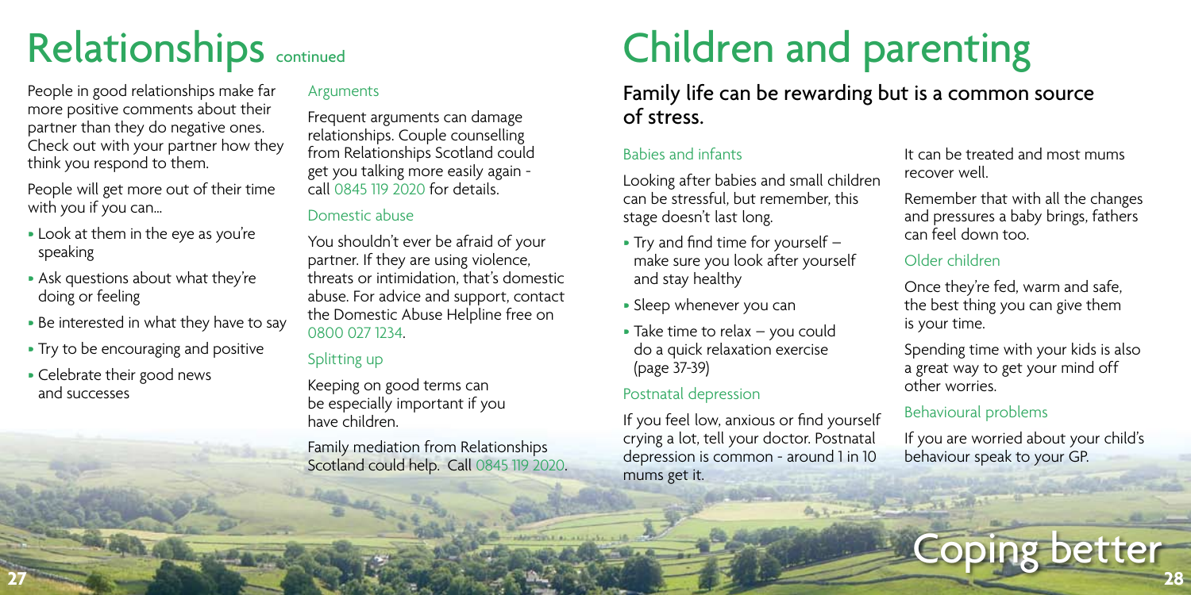# Relationships continued

People in good relationships make far more positive comments about their partner than they do negative ones. Check out with your partner how they think you respond to them.

People will get more out of their time with you if you can...

- Look at them in the eye as you're speaking
- Ask questions about what they're doing or feeling
- Be interested in what they have to say
- Try to be encouraging and positive
- Celebrate their good news and successes

### Arguments

Frequent arguments can damage relationships. Couple counselling from Relationships Scotland could get you talking more easily again - call 0845 119 2020 for details.

### Domestic abuse

You shouldn't ever be afraid of your partner. If they are using violence, threats or intimidation, that's domestic abuse. For advice and support, contact the Domestic Abuse Helpline free on 0800 027 1234.

### Splitting up

Keeping on good terms can be especially important if you have children.

Family mediation from Relationships Scotland could help. Call 0845 119 2020.

# Children and parenting

## Family life can be rewarding but is a common source of stress.

### Babies and infants

Looking after babies and small children can be stressful, but remember, this stage doesn't last long.

- Try and find time for yourself – make sure you look after yourself and stay healthy
- Sleep whenever you can
- Take time to relax – you could do a quick relaxation exercise (page 37-39)

### Postnatal depression

If you feel low, anxious or find yourself crying a lot, tell your doctor. Postnatal depression is common - around 1 in 10 mums get it.

It can be treated and most mums recover well.

Remember that with all the changes and pressures a baby brings, fathers can feel down too.

### Older children

Once they're fed, warm and safe, the best thing you can give them is your time.

Spending time with your kids is also a great way to get your mind off other worries.

### Behavioural problems

If you are worried about your child's behaviour speak to your GP.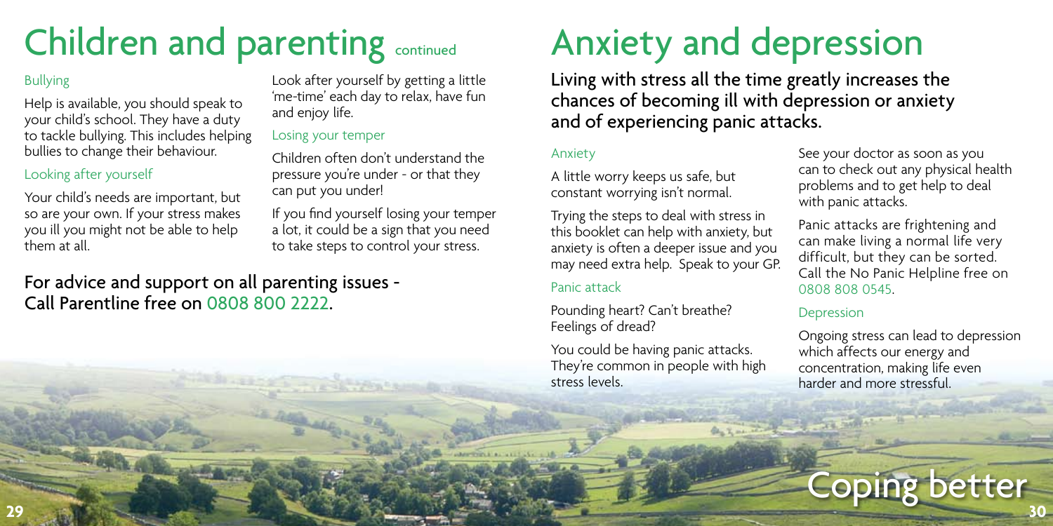# Children and parenting continued

### Bullying

Help is available, you should speak to your child's school. They have a duty to tackle bullying. This includes helping bullies to change their behaviour.

### Looking after yourself

Your child's needs are important, but so are your own. If your stress makes you ill you might not be able to help them at all.

Look after yourself by getting a little 'me-time' each day to relax, have fun and enjoy life.

### Losing your temper

Children often don't understand the pressure you're under - or that they can put you under!

If you find yourself losing your temper a lot, it could be a sign that you need to take steps to control your stress.

**For advice and support on all parenting issues - Call Parentline free on 0808 800 2222.**

# Anxiety and depression

**Living with stress all the time greatly increases the chances of becoming ill with depression or anxiety and of experiencing panic attacks.**

### Anxiety

A little worry keeps us safe, but constant worrying isn't normal.

Trying the steps to deal with stress in this booklet can help with anxiety, but anxiety is often a deeper issue and you may need extra help. Speak to your GP.

### Panic attack

Pounding heart? Can't breathe? Feelings of dread?

You could be having panic attacks. They're common in people with high stress levels.

See your doctor as soon as you can to check out any physical health problems and to get help to deal with panic attacks.

Panic attacks are frightening and can make living a normal life very difficult, but they can be sorted. Call the No Panic Helpline free on 0808 808 0545.

### Depression

Ongoing stress can lead to depression which affects our energy and concentration, making life even harder and more stressful.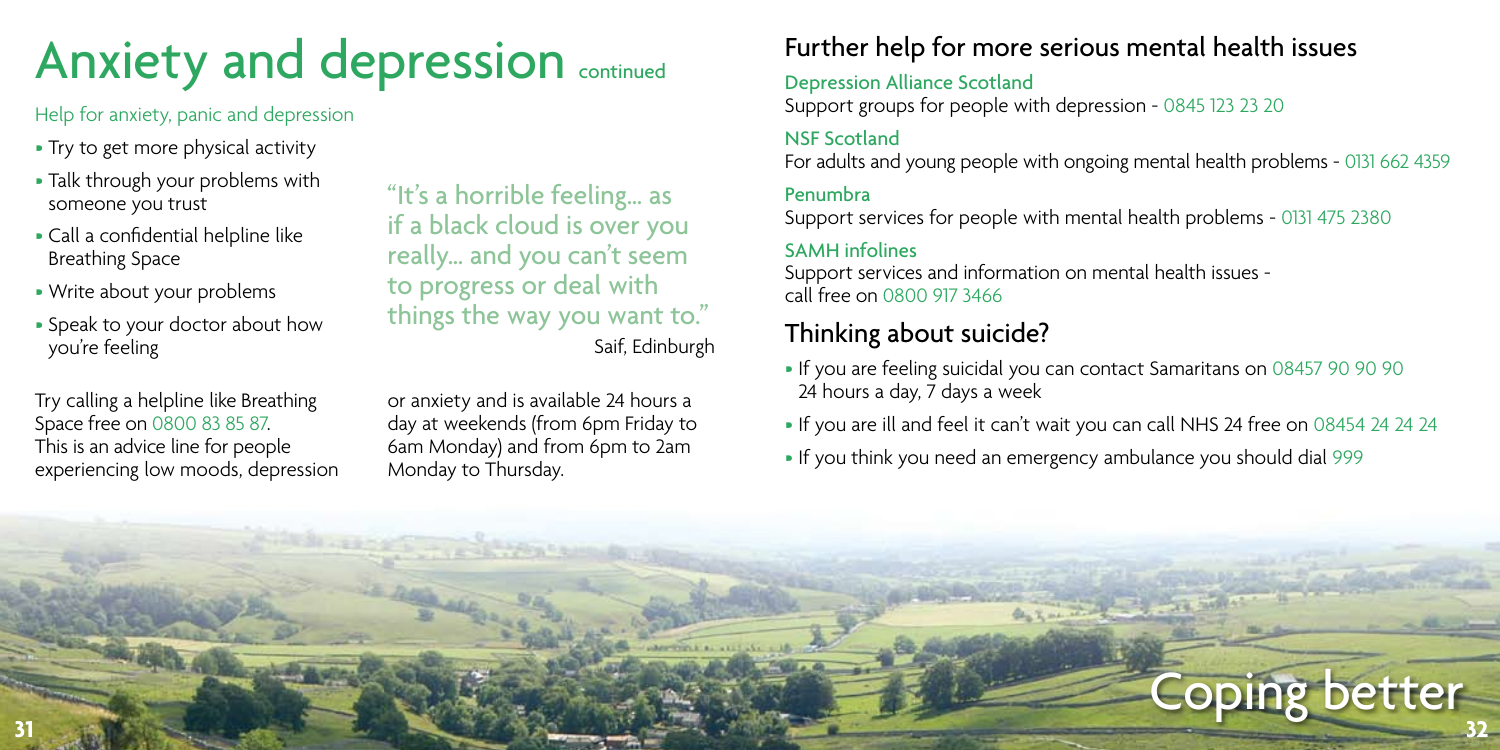# Anxiety and depression continued

### Help for anxiety, panic and depression

- Try to get more physical activity
- Talk through your problems with someone you trust
- Call a confidential helpline like Breathing Space
- Write about your problems
- Speak to your doctor about how you're feeling

"It's a horrible feeling... as if a black cloud is over you really... and you can't seem to progress or deal with things the way you want to."

Saif, Edinburgh

Try calling a helpline like Breathing Space free on 0800 83 85 87. This is an advice line for people experiencing low moods, depression or anxiety and is available 24 hours a day at weekends (from 6pm Friday to 6am Monday) and from 6pm to 2am Monday to Thursday.

## Further help for more serious mental health issues

**Depression Alliance Scotland**
Support groups for people with depression - 0845 123 23 20

**NSF Scotland**
For adults and young people with ongoing mental health problems - 0131 662 4359

**Penumbra**
Support services for people with mental health problems - 0131 475 2380

**SAMH infolines**
Support services and information on mental health issues - call free on 0800 917 3466

## Thinking about suicide?

- If you are feeling suicidal you can contact Samaritans on 08457 90 90 90 24 hours a day, 7 days a week
- If you are ill and feel it can't wait you can call NHS 24 free on 08454 24 24 24
- If you think you need an emergency ambulance you should dial 999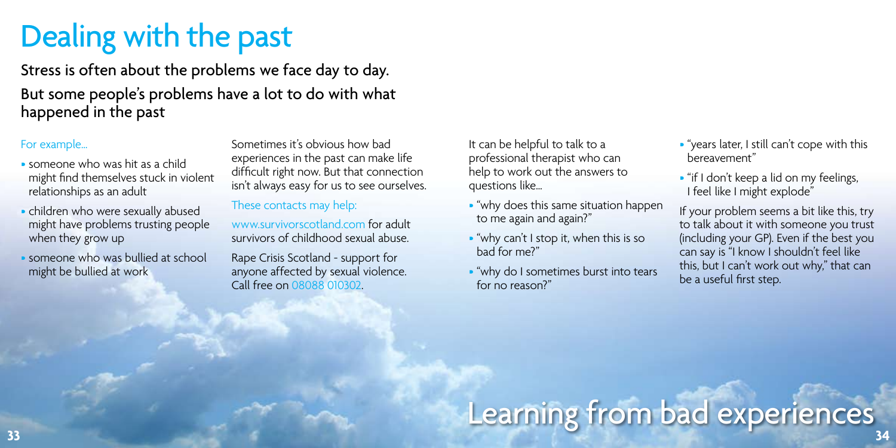# Dealing with the past

Stress is often about the problems we face day to day.

But some people's problems have a lot to do with what happened in the past

For example...

- someone who was hit as a child might find themselves stuck in violent relationships as an adult
- children who were sexually abused might have problems trusting people when they grow up
- someone who was bullied at school might be bullied at work

Sometimes it's obvious how bad experiences in the past can make life difficult right now. But that connection isn't always easy for us to see ourselves.

These contacts may help:

www.survivorscotland.com for adult survivors of childhood sexual abuse.

Rape Crisis Scotland - support for anyone affected by sexual violence. Call free on 08088 010302.

It can be helpful to talk to a professional therapist who can help to work out the answers to questions like...

- "why does this same situation happen to me again and again?"
- "why can't I stop it, when this is so bad for me?"
- "why do I sometimes burst into tears for no reason?"
- "years later, I still can't cope with this bereavement"
- "if I don't keep a lid on my feelings, I feel like I might explode"

If your problem seems a bit like this, try to talk about it with someone you trust (including your GP). Even if the best you can say is "I know I shouldn't feel like this, but I can't work out why," that can be a useful first step.

## Learning from bad experiences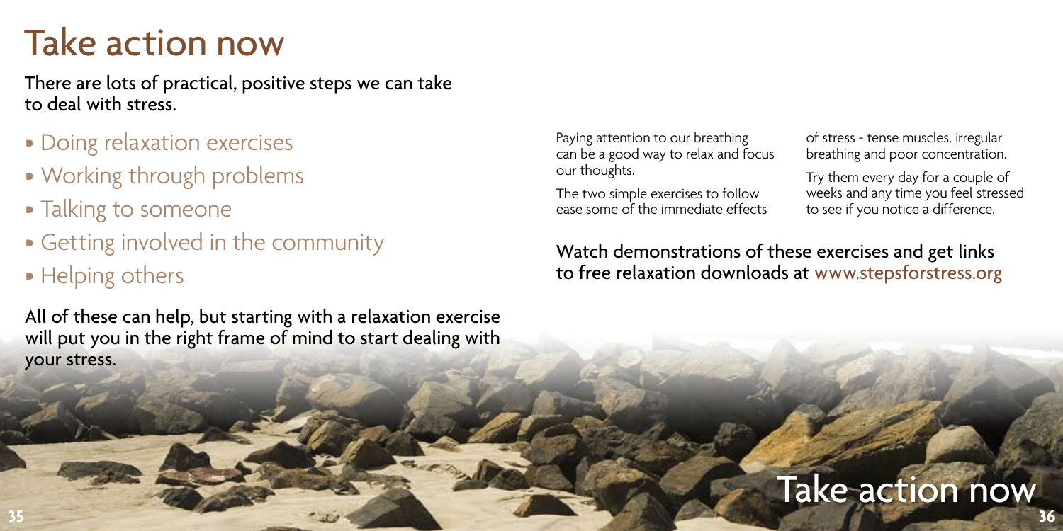# Take action now

There are lots of practical, positive steps we can take to deal with stress.

- Doing relaxation exercises
- Working through problems
- Talking to someone
- Getting involved in the community
- Helping others

All of these can help, but starting with a relaxation exercise will put you in the right frame of mind to start dealing with your stress.

Paying attention to our breathing can be a good way to relax and focus our thoughts.

The two simple exercises to follow ease some of the immediate effects of stress - tense muscles, irregular breathing and poor concentration.

Try them every day for a couple of weeks and any time you feel stressed to see if you notice a difference.

Watch demonstrations of these exercises and get links to free relaxation downloads at www.stepsforstress.org

## Take action now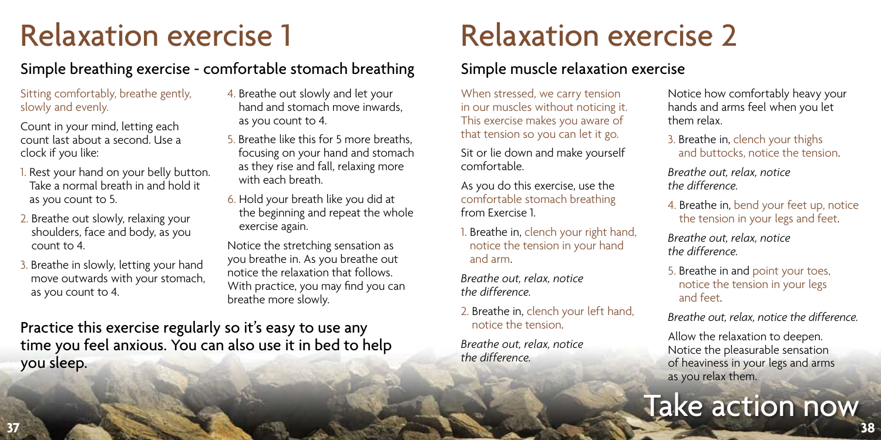# Relaxation exercise 1

## Simple breathing exercise - comfortable stomach breathing

Sitting comfortably, breathe gently, slowly and evenly.

Count in your mind, letting each count last about a second. Use a clock if you like:

1. Rest your hand on your belly button. Take a normal breath in and hold it as you count to 5.
2. Breathe out slowly, relaxing your shoulders, face and body, as you count to 4.
3. Breathe in slowly, letting your hand move outwards with your stomach, as you count to 4.
4. Breathe out slowly and let your hand and stomach move inwards, as you count to 4.
5. Breathe like this for 5 more breaths, focusing on your hand and stomach as they rise and fall, relaxing more with each breath.
6. Hold your breath like you did at the beginning and repeat the whole exercise again.

Notice the stretching sensation as you breathe in. As you breathe out notice the relaxation that follows. With practice, you may find you can breathe more slowly.

Practice this exercise regularly so it's easy to use any time you feel anxious. You can also use it in bed to help you sleep.

# Relaxation exercise 2

## Simple muscle relaxation exercise

When stressed, we carry tension in our muscles without noticing it. This exercise makes you aware of that tension so you can let it go.

Sit or lie down and make yourself comfortable.

As you do this exercise, use the comfortable stomach breathing from Exercise 1.

1. Breathe in, clench your right hand, notice the tension in your hand and arm.

*Breathe out, relax, notice the difference.*

2. Breathe in, clench your left hand, notice the tension.

*Breathe out, relax, notice the difference.*

Notice how comfortably heavy your hands and arms feel when you let them relax.

3. Breathe in, clench your thighs and buttocks, notice the tension.

*Breathe out, relax, notice the difference.*

4. Breathe in, bend your feet up, notice the tension in your legs and feet.

*Breathe out, relax, notice the difference.*

5. Breathe in and point your toes, notice the tension in your legs and feet.

*Breathe out, relax, notice the difference.*

Allow the relaxation to deepen. Notice the pleasurable sensation of heaviness in your legs and arms as you relax them.

Take action now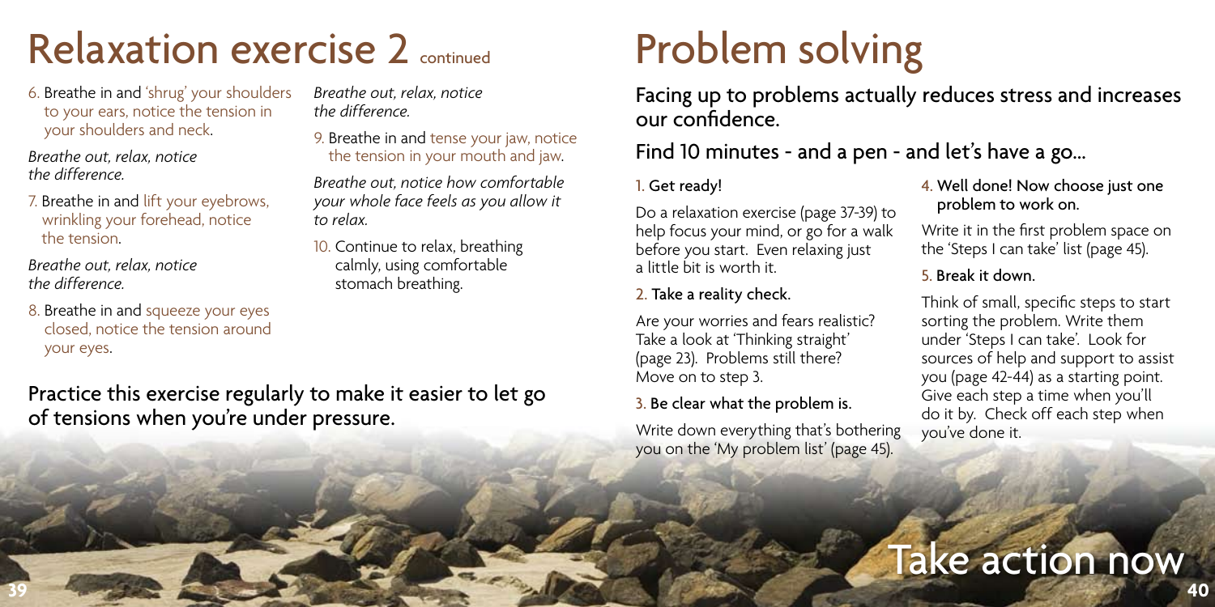# Relaxation exercise 2 continued

6. Breathe in and 'shrug' your shoulders to your ears, notice the tension in your shoulders and neck.

*Breathe out, relax, notice the difference.*

7. Breathe in and lift your eyebrows, wrinkling your forehead, notice the tension.

*Breathe out, relax, notice the difference.*

8. Breathe in and squeeze your eyes closed, notice the tension around your eyes.

*Breathe out, relax, notice the difference.*

9. Breathe in and tense your jaw, notice the tension in your mouth and jaw.

*Breathe out, notice how comfortable your whole face feels as you allow it to relax.*

10. Continue to relax, breathing calmly, using comfortable stomach breathing.

Practice this exercise regularly to make it easier to let go of tensions when you're under pressure.

# Problem solving

Facing up to problems actually reduces stress and increases our confidence.

Find 10 minutes - and a pen - and let's have a go...

1. Get ready!

Do a relaxation exercise (page 37-39) to help focus your mind, or go for a walk before you start. Even relaxing just a little bit is worth it.

2. Take a reality check.

Are your worries and fears realistic? Take a look at 'Thinking straight' (page 23). Problems still there? Move on to step 3.

3. Be clear what the problem is.

Write down everything that's bothering you on the 'My problem list' (page 45).

4. Well done! Now choose just one problem to work on.

Write it in the first problem space on the 'Steps I can take' list (page 45).

5. Break it down.

Think of small, specific steps to start sorting the problem. Write them under 'Steps I can take'. Look for sources of help and support to assist you (page 42-44) as a starting point. Give each step a time when you'll do it by. Check off each step when you've done it.

Take action now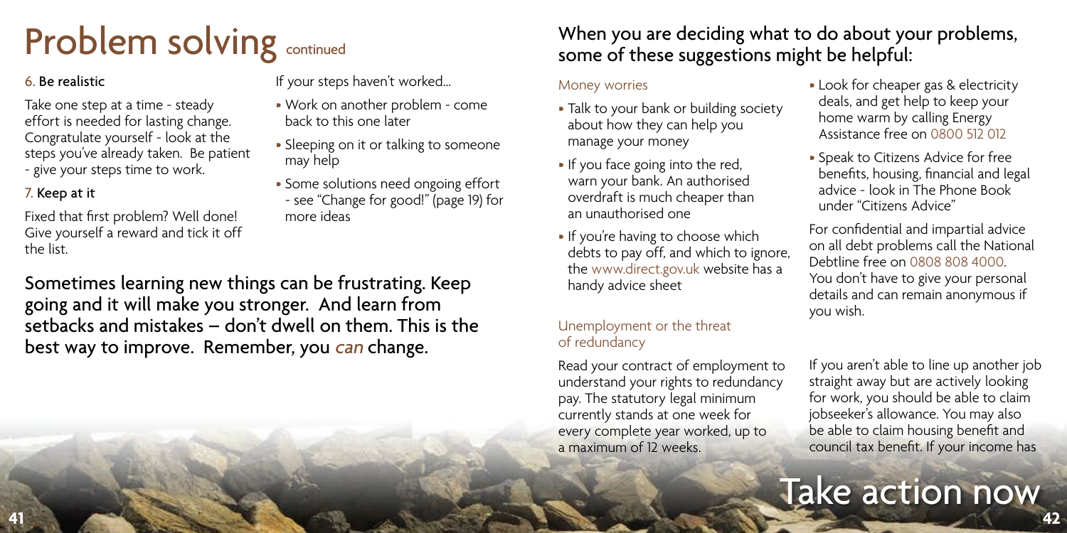# Problem solving continued

### 6. Be realistic

Take one step at a time - steady effort is needed for lasting change. Congratulate yourself - look at the steps you've already taken. Be patient - give your steps time to work.

### 7. Keep at it

Fixed that first problem? Well done! Give yourself a reward and tick it off the list.

If your steps haven't worked...

- Work on another problem - come back to this one later
- Sleeping on it or talking to someone may help
- Some solutions need ongoing effort - see "Change for good!" (page 19) for more ideas

Sometimes learning new things can be frustrating. Keep going and it will make you stronger. And learn from setbacks and mistakes – don't dwell on them. This is the best way to improve. Remember, you *can* change.

## When you are deciding what to do about your problems, some of these suggestions might be helpful:

### Money worries

- Talk to your bank or building society about how they can help you manage your money
- If you face going into the red, warn your bank. An authorised overdraft is much cheaper than an unauthorised one
- If you're having to choose which debts to pay off, and which to ignore, the www.direct.gov.uk website has a handy advice sheet
- Look for cheaper gas & electricity deals, and get help to keep your home warm by calling Energy Assistance free on 0800 512 012
- Speak to Citizens Advice for free benefits, housing, financial and legal advice - look in The Phone Book under "Citizens Advice"

For confidential and impartial advice on all debt problems call the National Debtline free on 0808 808 4000. You don't have to give your personal details and can remain anonymous if you wish.

### Unemployment or the threat of redundancy

Read your contract of employment to understand your rights to redundancy pay. The statutory legal minimum currently stands at one week for every complete year worked, up to a maximum of 12 weeks.

If you aren't able to line up another job straight away but are actively looking for work, you should be able to claim jobseeker's allowance. You may also be able to claim housing benefit and council tax benefit. If your income has

# Take action now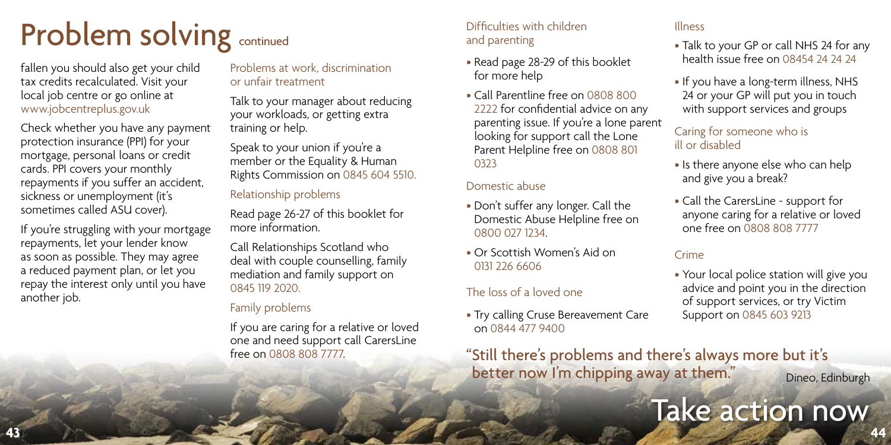# Problem solving continued

fallen you should also get your child tax credits recalculated. Visit your local job centre or go online at www.jobcentreplus.gov.uk

Check whether you have any payment protection insurance (PPI) for your mortgage, personal loans or credit cards. PPI covers your monthly repayments if you suffer an accident, sickness or unemployment (it's sometimes called ASU cover).

If you're struggling with your mortgage repayments, let your lender know as soon as possible. They may agree a reduced payment plan, or let you repay the interest only until you have another job.

### Problems at work, discrimination or unfair treatment

Talk to your manager about reducing your workloads, or getting extra training or help.

Speak to your union if you're a member or the Equality & Human Rights Commission on 0845 604 5510.

### Relationship problems

Read page 26-27 of this booklet for more information.

Call Relationships Scotland who deal with couple counselling, family mediation and family support on 0845 119 2020.

### Family problems

If you are caring for a relative or loved one and need support call CarersLine free on 0808 808 7777.

### Difficulties with children and parenting

- Read page 28-29 of this booklet for more help
- Call Parentline free on 0808 800 2222 for confidential advice on any parenting issue. If you're a lone parent looking for support call the Lone Parent Helpline free on 0808 801 0323

### Domestic abuse

- Don't suffer any longer. Call the Domestic Abuse Helpline free on 0800 027 1234.
- Or Scottish Women's Aid on 0131 226 6606

### The loss of a loved one

- Try calling Cruse Bereavement Care on 0844 477 9400

### Illness

- Talk to your GP or call NHS 24 for any health issue free on 08454 24 24 24
- If you have a long-term illness, NHS 24 or your GP will put you in touch with support services and groups

### Caring for someone who is ill or disabled

- Is there anyone else who can help and give you a break?
- Call the CarersLine - support for anyone caring for a relative or loved one free on 0808 808 7777

### Crime

- Your local police station will give you advice and point you in the direction of support services, or try Victim Support on 0845 603 9213

"Still there's problems and there's always more but it's better now I'm chipping away at them." Dineo, Edinburgh

Take action now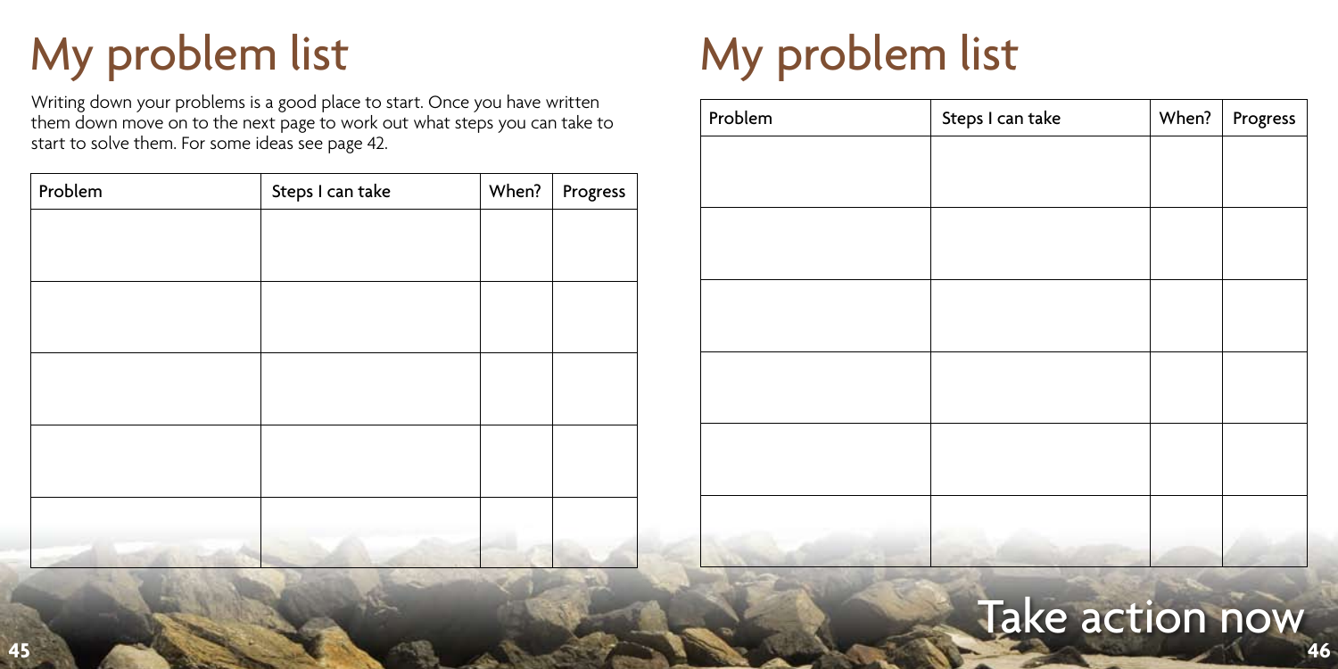# My problem list

Writing down your problems is a good place to start. Once you have written them down move on to the next page to work out what steps you can take to start to solve them. For some ideas see page 42.

| Problem | Steps I can take | When? | Progress |
|---|---|---|---|
| | | | |
| | | | |
| | | | |
| | | | |
| | | | |

# My problem list

| Problem | Steps I can take | When? | Progress |
|---|---|---|---|
| | | | |
| | | | |
| | | | |
| | | | |
| | | | |
| | | | |

Take action now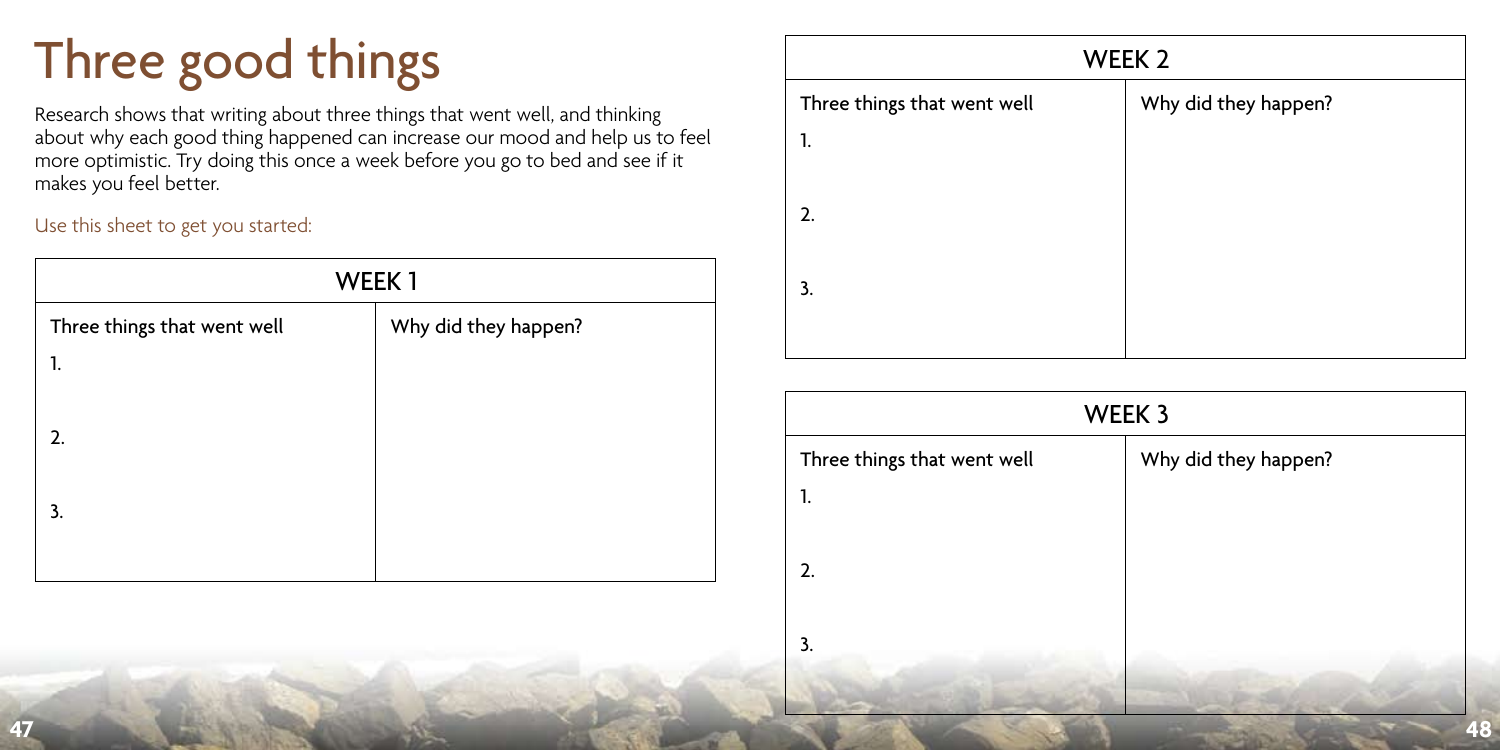# Three good things

Research shows that writing about three things that went well, and thinking about why each good thing happened can increase our mood and help us to feel more optimistic. Try doing this once a week before you go to bed and see if it makes you feel better.

Use this sheet to get you started:

| WEEK 1 | |
|---|---|
| Three things that went well | Why did they happen? |
| 1. | |
| 2. | |
| 3. | |

| WEEK 2 | |
|---|---|
| Three things that went well | Why did they happen? |
| 1. | |
| 2. | |
| 3. | |

| WEEK 3 | |
|---|---|
| Three things that went well | Why did they happen? |
| 1. | |
| 2. | |
| 3. | |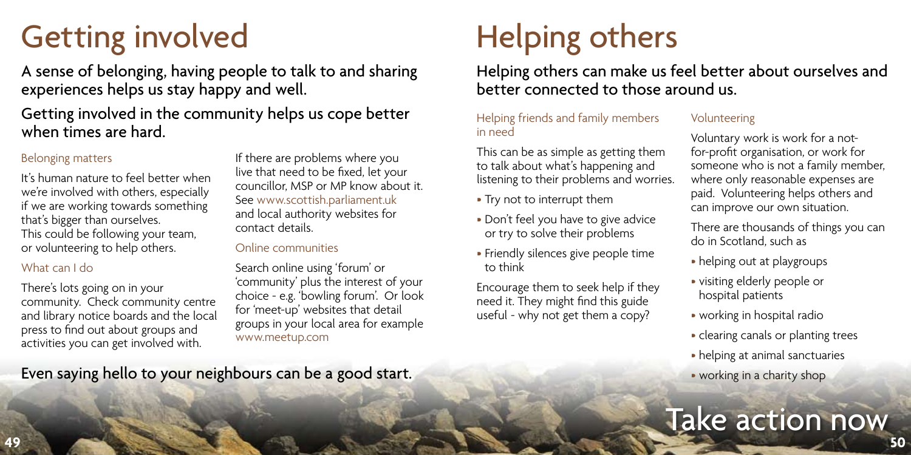# Getting involved

## A sense of belonging, having people to talk to and sharing experiences helps us stay happy and well.

## Getting involved in the community helps us cope better when times are hard.

### Belonging matters

It's human nature to feel better when we're involved with others, especially if we are working towards something that's bigger than ourselves. This could be following your team, or volunteering to help others.

### What can I do

There's lots going on in your community. Check community centre and library notice boards and the local press to find out about groups and activities you can get involved with.

If there are problems where you live that need to be fixed, let your councillor, MSP or MP know about it. See www.scottish.parliament.uk and local authority websites for contact details.

### Online communities

Search online using 'forum' or 'community' plus the interest of your choice - e.g. 'bowling forum'. Or look for 'meet-up' websites that detail groups in your local area for example www.meetup.com

**Even saying hello to your neighbours can be a good start.**

# Helping others

## Helping others can make us feel better about ourselves and better connected to those around us.

### Helping friends and family members in need

This can be as simple as getting them to talk about what's happening and listening to their problems and worries.

- Try not to interrupt them
- Don't feel you have to give advice or try to solve their problems
- Friendly silences give people time to think

Encourage them to seek help if they need it. They might find this guide useful - why not get them a copy?

### Volunteering

Voluntary work is work for a not-for-profit organisation, or work for someone who is not a family member, where only reasonable expenses are paid. Volunteering helps others and can improve our own situation.

There are thousands of things you can do in Scotland, such as

- helping out at playgroups
- visiting elderly people or hospital patients
- working in hospital radio
- clearing canals or planting trees
- helping at animal sanctuaries
- working in a charity shop

Take action now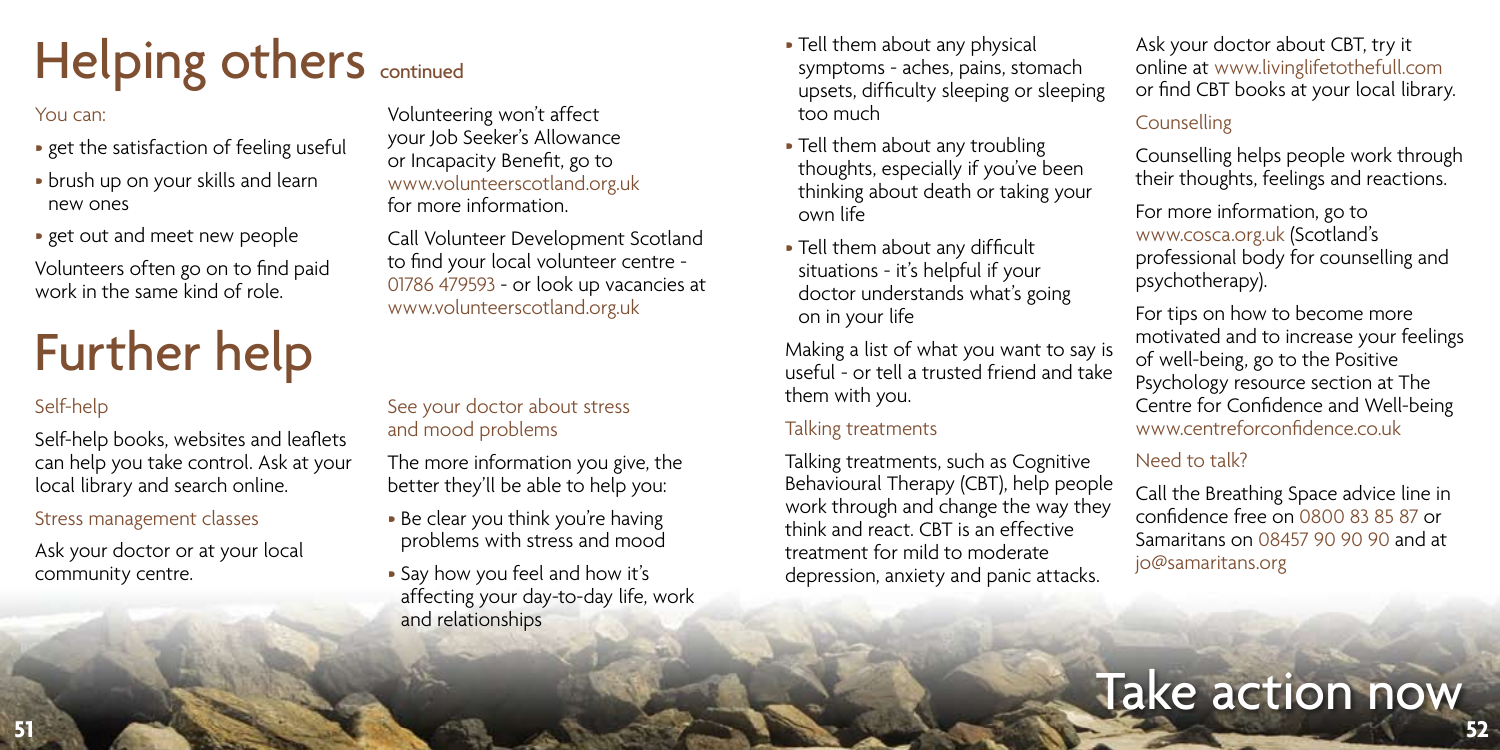# Helping others continued

You can:

- get the satisfaction of feeling useful
- brush up on your skills and learn new ones
- get out and meet new people

Volunteers often go on to find paid work in the same kind of role.

Volunteering won't affect your Job Seeker's Allowance or Incapacity Benefit, go to www.volunteerscotland.org.uk for more information.

Call Volunteer Development Scotland to find your local volunteer centre - 01786 479593 - or look up vacancies at www.volunteerscotland.org.uk

# Further help

### Self-help

Self-help books, websites and leaflets can help you take control. Ask at your local library and search online.

### Stress management classes

Ask your doctor or at your local community centre.

### See your doctor about stress and mood problems

The more information you give, the better they'll be able to help you:

- Be clear you think you're having problems with stress and mood
- Say how you feel and how it's affecting your day-to-day life, work and relationships
- Tell them about any physical symptoms - aches, pains, stomach upsets, difficulty sleeping or sleeping too much
- Tell them about any troubling thoughts, especially if you've been thinking about death or taking your own life
- Tell them about any difficult situations - it's helpful if your doctor understands what's going on in your life

Making a list of what you want to say is useful - or tell a trusted friend and take them with you.

### Talking treatments

Talking treatments, such as Cognitive Behavioural Therapy (CBT), help people work through and change the way they think and react. CBT is an effective treatment for mild to moderate depression, anxiety and panic attacks.

Ask your doctor about CBT, try it online at www.livinglifetothefull.com or find CBT books at your local library.

### Counselling

Counselling helps people work through their thoughts, feelings and reactions.

For more information, go to www.cosca.org.uk (Scotland's professional body for counselling and psychotherapy).

For tips on how to become more motivated and to increase your feelings of well-being, go to the Positive Psychology resource section at The Centre for Confidence and Well-being www.centreforconfidence.co.uk

### Need to talk?

Call the Breathing Space advice line in confidence free on 0800 83 85 87 or Samaritans on 08457 90 90 90 and at jo@samaritans.org

Take action now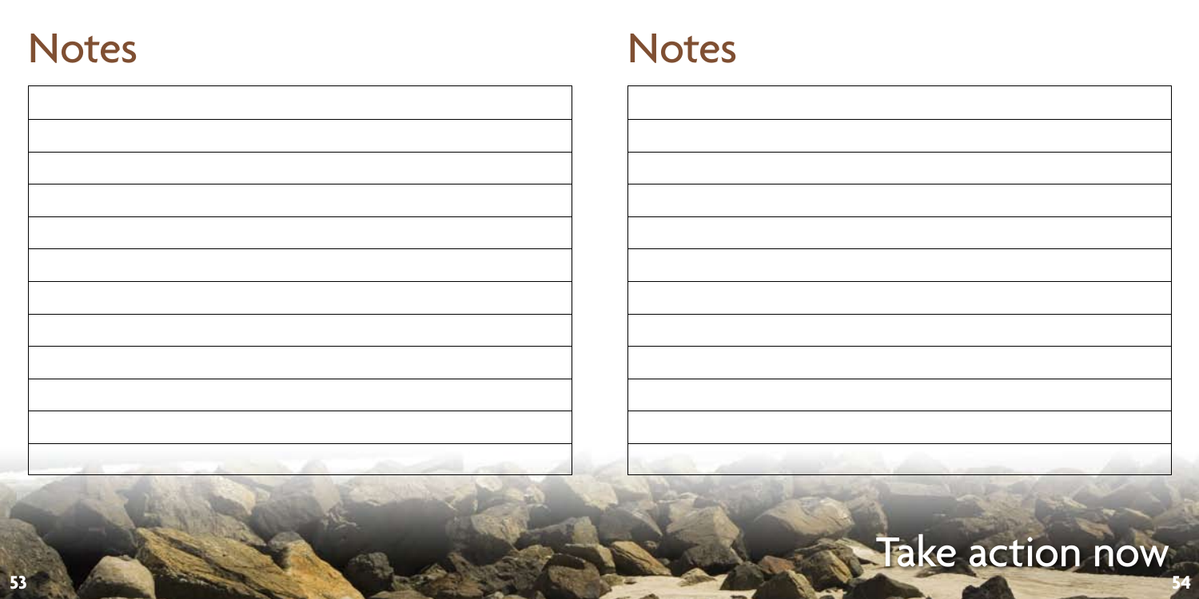# Notes

# Notes

Take action now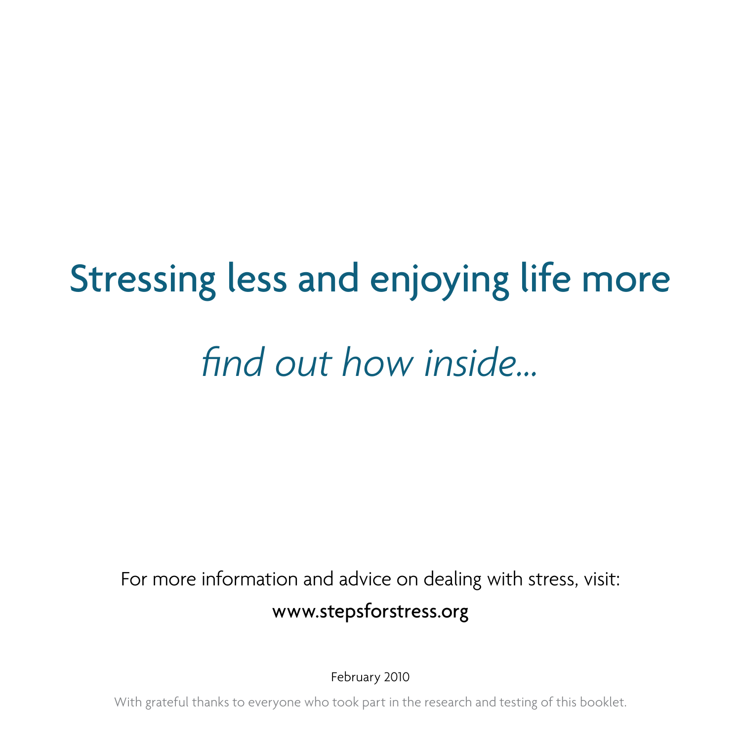# Stressing less and enjoying life more

*find out how inside...*

For more information and advice on dealing with stress, visit:

www.stepsforstress.org

February 2010

With grateful thanks to everyone who took part in the research and testing of this booklet.